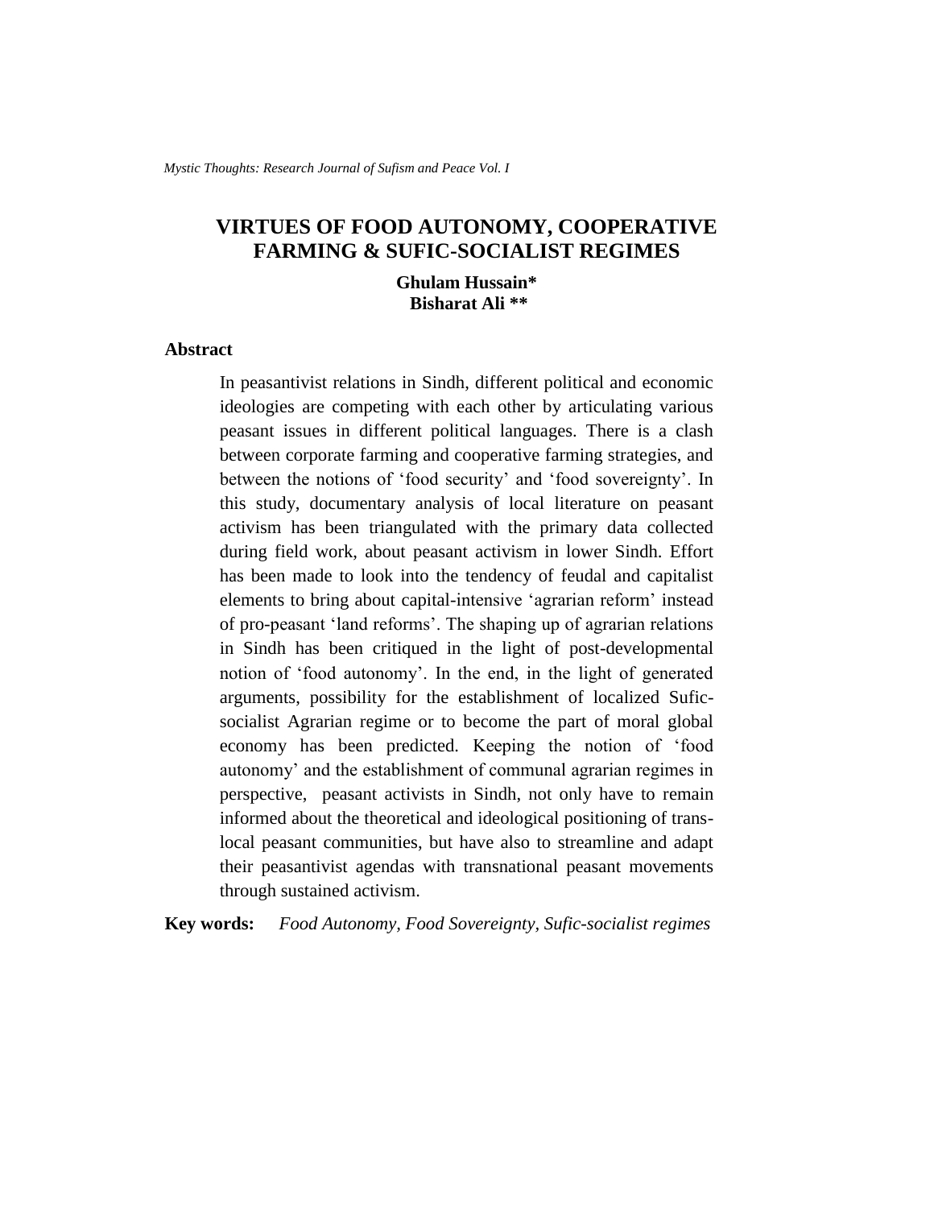# VIRTUES OF FOOD AUTONOMY, COOPERATIVE FARMING & SUFIC-SOCIALIST REGIMES

**Ghulam Hussain***
**Bisharat Ali ****

## Abstract

In peasantivist relations in Sindh, different political and economic ideologies are competing with each other by articulating various peasant issues in different political languages. There is a clash between corporate farming and cooperative farming strategies, and between the notions of 'food security' and 'food sovereignty'. In this study, documentary analysis of local literature on peasant activism has been triangulated with the primary data collected during field work, about peasant activism in lower Sindh. Effort has been made to look into the tendency of feudal and capitalist elements to bring about capital-intensive 'agrarian reform' instead of pro-peasant 'land reforms'. The shaping up of agrarian relations in Sindh has been critiqued in the light of post-developmental notion of 'food autonomy'. In the end, in the light of generated arguments, possibility for the establishment of localized Sufic-socialist Agrarian regime or to become the part of moral global economy has been predicted. Keeping the notion of 'food autonomy' and the establishment of communal agrarian regimes in perspective, peasant activists in Sindh, not only have to remain informed about the theoretical and ideological positioning of trans-local peasant communities, but have also to streamline and adapt their peasantivist agendas with transnational peasant movements through sustained activism.

**Key words:** *Food Autonomy, Food Sovereignty, Sufic-socialist regimes*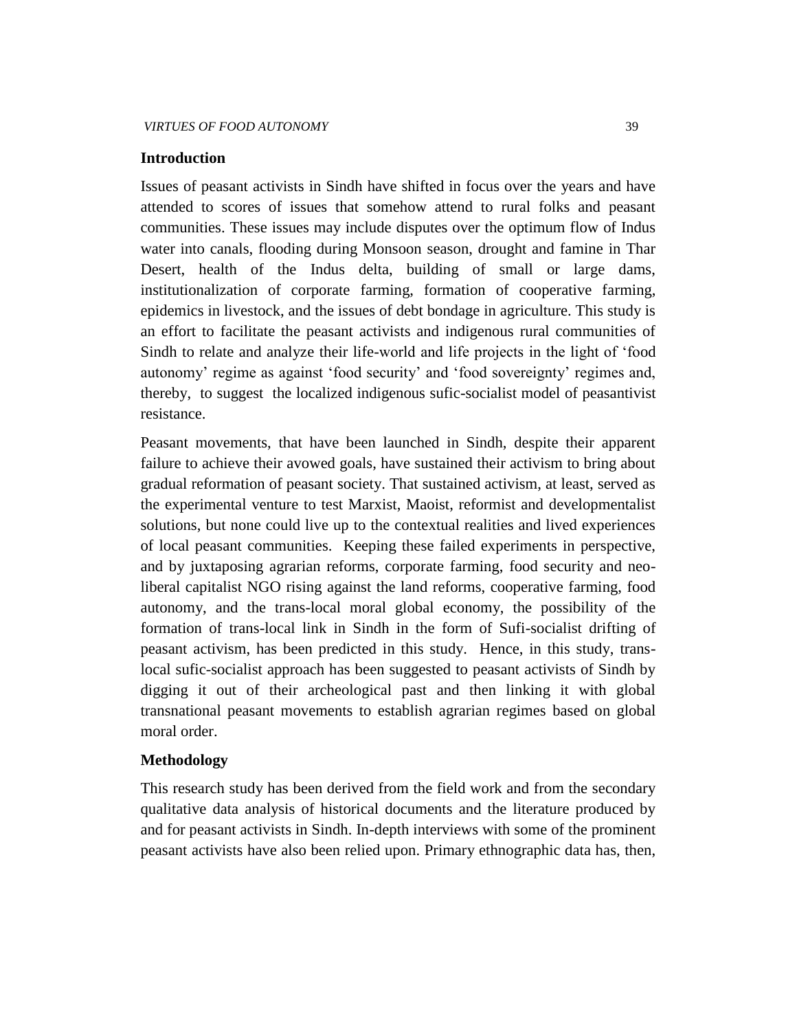## Introduction

Issues of peasant activists in Sindh have shifted in focus over the years and have attended to scores of issues that somehow attend to rural folks and peasant communities. These issues may include disputes over the optimum flow of Indus water into canals, flooding during Monsoon season, drought and famine in Thar Desert, health of the Indus delta, building of small or large dams, institutionalization of corporate farming, formation of cooperative farming, epidemics in livestock, and the issues of debt bondage in agriculture. This study is an effort to facilitate the peasant activists and indigenous rural communities of Sindh to relate and analyze their life-world and life projects in the light of 'food autonomy' regime as against 'food security' and 'food sovereignty' regimes and, thereby, to suggest the localized indigenous sufic-socialist model of peasantivist resistance.

Peasant movements, that have been launched in Sindh, despite their apparent failure to achieve their avowed goals, have sustained their activism to bring about gradual reformation of peasant society. That sustained activism, at least, served as the experimental venture to test Marxist, Maoist, reformist and developmentalist solutions, but none could live up to the contextual realities and lived experiences of local peasant communities. Keeping these failed experiments in perspective, and by juxtaposing agrarian reforms, corporate farming, food security and neo-liberal capitalist NGO rising against the land reforms, cooperative farming, food autonomy, and the trans-local moral global economy, the possibility of the formation of trans-local link in Sindh in the form of Sufi-socialist drifting of peasant activism, has been predicted in this study. Hence, in this study, trans-local sufic-socialist approach has been suggested to peasant activists of Sindh by digging it out of their archeological past and then linking it with global transnational peasant movements to establish agrarian regimes based on global moral order.

## Methodology

This research study has been derived from the field work and from the secondary qualitative data analysis of historical documents and the literature produced by and for peasant activists in Sindh. In-depth interviews with some of the prominent peasant activists have also been relied upon. Primary ethnographic data has, then,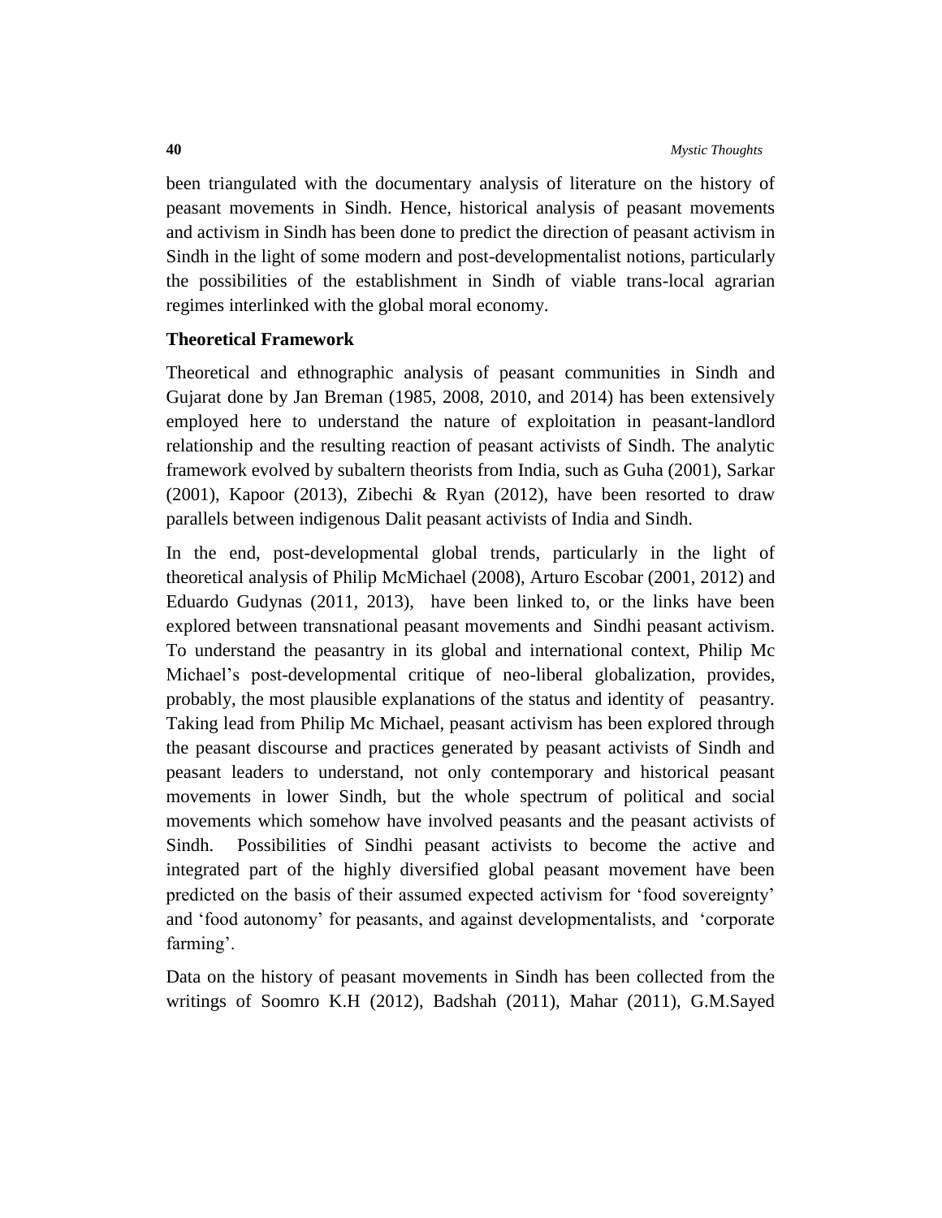been triangulated with the documentary analysis of literature on the history of peasant movements in Sindh. Hence, historical analysis of peasant movements and activism in Sindh has been done to predict the direction of peasant activism in Sindh in the light of some modern and post-developmentalist notions, particularly the possibilities of the establishment in Sindh of viable trans-local agrarian regimes interlinked with the global moral economy.

## Theoretical Framework

Theoretical and ethnographic analysis of peasant communities in Sindh and Gujarat done by Jan Breman (1985, 2008, 2010, and 2014) has been extensively employed here to understand the nature of exploitation in peasant-landlord relationship and the resulting reaction of peasant activists of Sindh. The analytic framework evolved by subaltern theorists from India, such as Guha (2001), Sarkar (2001), Kapoor (2013), Zibechi & Ryan (2012), have been resorted to draw parallels between indigenous Dalit peasant activists of India and Sindh.

In the end, post-developmental global trends, particularly in the light of theoretical analysis of Philip McMichael (2008), Arturo Escobar (2001, 2012) and Eduardo Gudynas (2011, 2013), have been linked to, or the links have been explored between transnational peasant movements and Sindhi peasant activism. To understand the peasantry in its global and international context, Philip Mc Michael's post-developmental critique of neo-liberal globalization, provides, probably, the most plausible explanations of the status and identity of peasantry. Taking lead from Philip Mc Michael, peasant activism has been explored through the peasant discourse and practices generated by peasant activists of Sindh and peasant leaders to understand, not only contemporary and historical peasant movements in lower Sindh, but the whole spectrum of political and social movements which somehow have involved peasants and the peasant activists of Sindh. Possibilities of Sindhi peasant activists to become the active and integrated part of the highly diversified global peasant movement have been predicted on the basis of their assumed expected activism for 'food sovereignty' and 'food autonomy' for peasants, and against developmentalists, and 'corporate farming'.

Data on the history of peasant movements in Sindh has been collected from the writings of Soomro K.H (2012), Badshah (2011), Mahar (2011), G.M.Sayed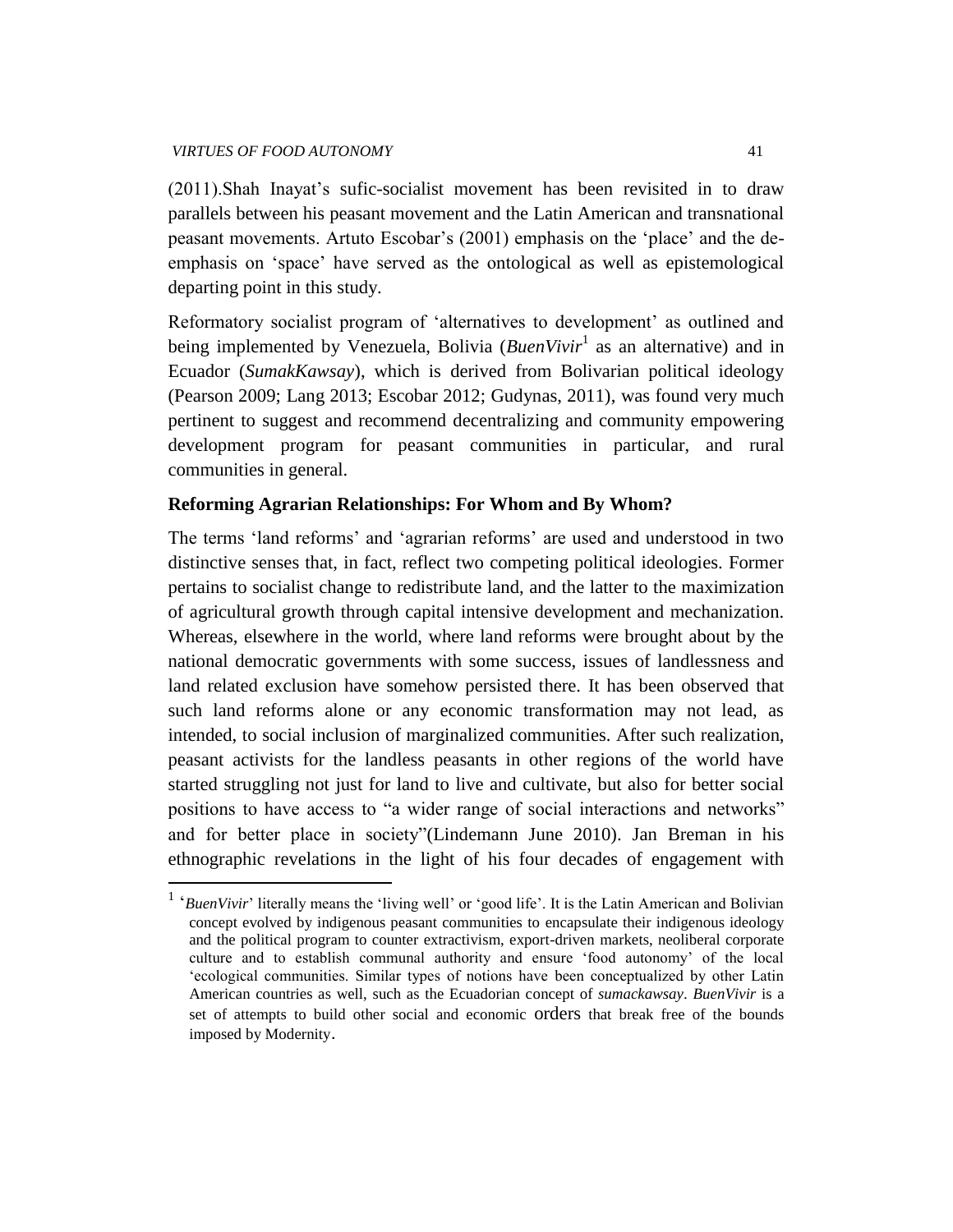(2011).Shah Inayat's sufic-socialist movement has been revisited in to draw parallels between his peasant movement and the Latin American and transnational peasant movements. Artuto Escobar's (2001) emphasis on the 'place' and the de-emphasis on 'space' have served as the ontological as well as epistemological departing point in this study.

Reformatory socialist program of 'alternatives to development' as outlined and being implemented by Venezuela, Bolivia (*BuenVivir*[1] as an alternative) and in Ecuador (*SumakKawsay*), which is derived from Bolivarian political ideology (Pearson 2009; Lang 2013; Escobar 2012; Gudynas, 2011), was found very much pertinent to suggest and recommend decentralizing and community empowering development program for peasant communities in particular, and rural communities in general.

### Reforming Agrarian Relationships: For Whom and By Whom?

The terms 'land reforms' and 'agrarian reforms' are used and understood in two distinctive senses that, in fact, reflect two competing political ideologies. Former pertains to socialist change to redistribute land, and the latter to the maximization of agricultural growth through capital intensive development and mechanization. Whereas, elsewhere in the world, where land reforms were brought about by the national democratic governments with some success, issues of landlessness and land related exclusion have somehow persisted there. It has been observed that such land reforms alone or any economic transformation may not lead, as intended, to social inclusion of marginalized communities. After such realization, peasant activists for the landless peasants in other regions of the world have started struggling not just for land to live and cultivate, but also for better social positions to have access to "a wider range of social interactions and networks" and for better place in society"(Lindemann June 2010). Jan Breman in his ethnographic revelations in the light of his four decades of engagement with

---

[1] '*BuenVivir*' literally means the 'living well' or 'good life'. It is the Latin American and Bolivian concept evolved by indigenous peasant communities to encapsulate their indigenous ideology and the political program to counter extractivism, export-driven markets, neoliberal corporate culture and to establish communal authority and ensure 'food autonomy' of the local 'ecological communities. Similar types of notions have been conceptualized by other Latin American countries as well, such as the Ecuadorian concept of *sumackawsay*. *BuenVivir* is a set of attempts to build other social and economic orders that break free of the bounds imposed by Modernity.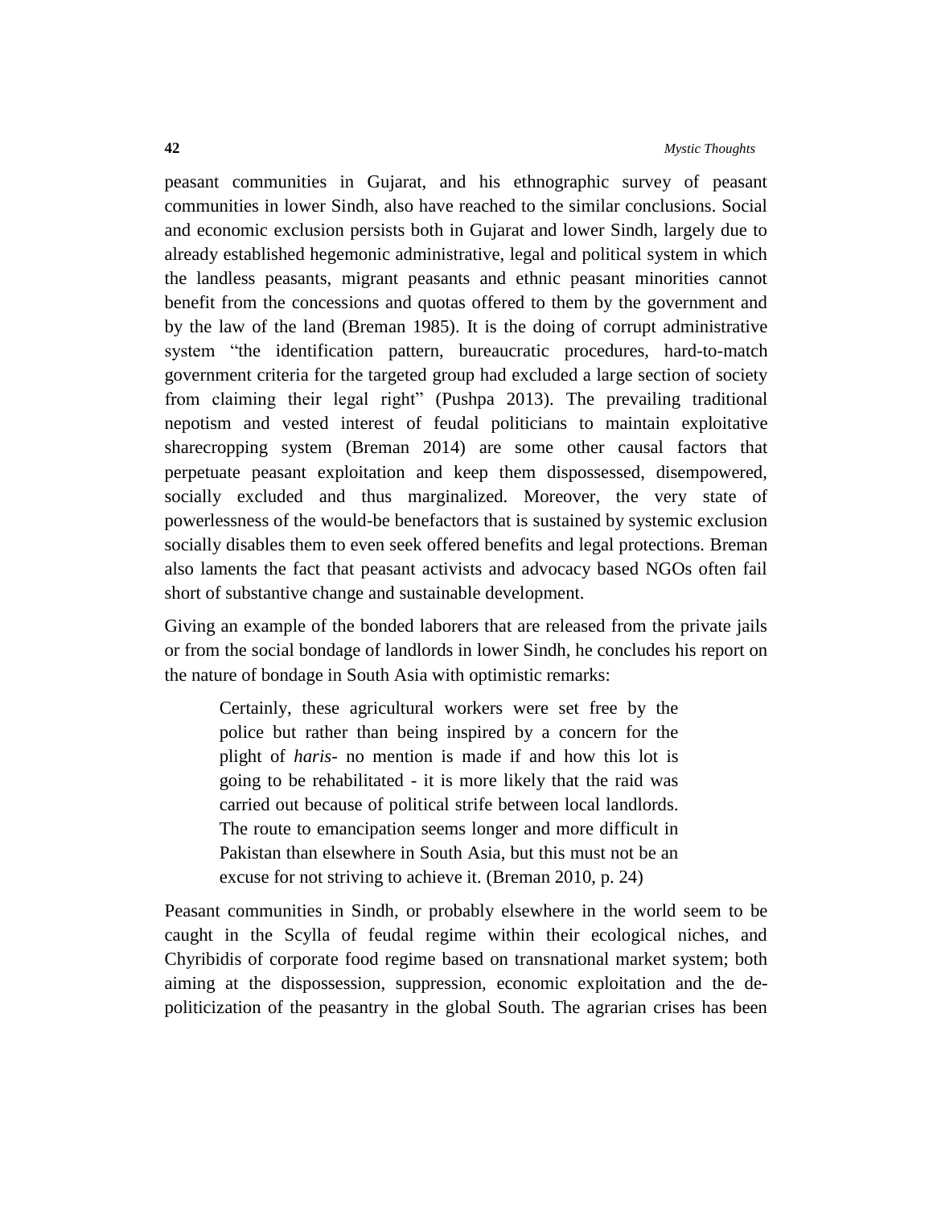peasant communities in Gujarat, and his ethnographic survey of peasant communities in lower Sindh, also have reached to the similar conclusions. Social and economic exclusion persists both in Gujarat and lower Sindh, largely due to already established hegemonic administrative, legal and political system in which the landless peasants, migrant peasants and ethnic peasant minorities cannot benefit from the concessions and quotas offered to them by the government and by the law of the land (Breman 1985). It is the doing of corrupt administrative system "the identification pattern, bureaucratic procedures, hard-to-match government criteria for the targeted group had excluded a large section of society from claiming their legal right" (Pushpa 2013). The prevailing traditional nepotism and vested interest of feudal politicians to maintain exploitative sharecropping system (Breman 2014) are some other causal factors that perpetuate peasant exploitation and keep them dispossessed, disempowered, socially excluded and thus marginalized. Moreover, the very state of powerlessness of the would-be benefactors that is sustained by systemic exclusion socially disables them to even seek offered benefits and legal protections. Breman also laments the fact that peasant activists and advocacy based NGOs often fail short of substantive change and sustainable development.

Giving an example of the bonded laborers that are released from the private jails or from the social bondage of landlords in lower Sindh, he concludes his report on the nature of bondage in South Asia with optimistic remarks:

> Certainly, these agricultural workers were set free by the police but rather than being inspired by a concern for the plight of *haris*- no mention is made if and how this lot is going to be rehabilitated - it is more likely that the raid was carried out because of political strife between local landlords. The route to emancipation seems longer and more difficult in Pakistan than elsewhere in South Asia, but this must not be an excuse for not striving to achieve it. (Breman 2010, p. 24)

Peasant communities in Sindh, or probably elsewhere in the world seem to be caught in the Scylla of feudal regime within their ecological niches, and Chyribidis of corporate food regime based on transnational market system; both aiming at the dispossession, suppression, economic exploitation and the de-politicization of the peasantry in the global South. The agrarian crises has been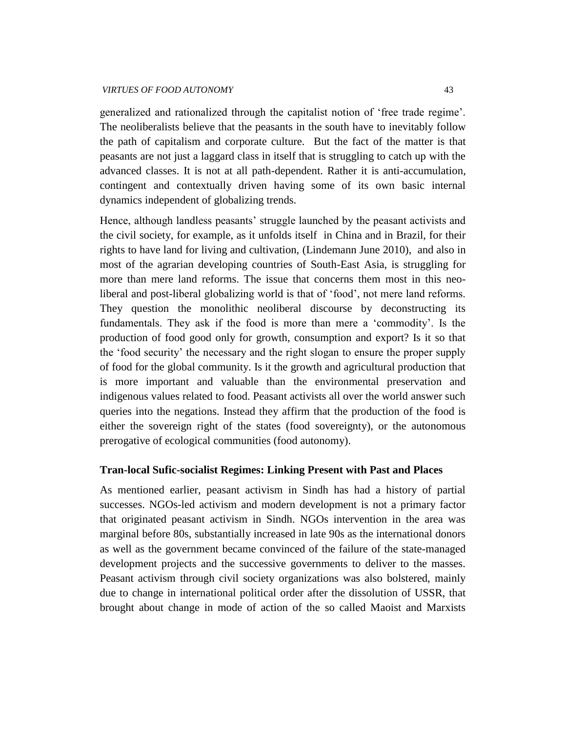generalized and rationalized through the capitalist notion of 'free trade regime'. The neoliberalists believe that the peasants in the south have to inevitably follow the path of capitalism and corporate culture. But the fact of the matter is that peasants are not just a laggard class in itself that is struggling to catch up with the advanced classes. It is not at all path-dependent. Rather it is anti-accumulation, contingent and contextually driven having some of its own basic internal dynamics independent of globalizing trends.

Hence, although landless peasants' struggle launched by the peasant activists and the civil society, for example, as it unfolds itself in China and in Brazil, for their rights to have land for living and cultivation, (Lindemann June 2010), and also in most of the agrarian developing countries of South-East Asia, is struggling for more than mere land reforms. The issue that concerns them most in this neo-liberal and post-liberal globalizing world is that of 'food', not mere land reforms. They question the monolithic neoliberal discourse by deconstructing its fundamentals. They ask if the food is more than mere a 'commodity'. Is the production of food good only for growth, consumption and export? Is it so that the 'food security' the necessary and the right slogan to ensure the proper supply of food for the global community. Is it the growth and agricultural production that is more important and valuable than the environmental preservation and indigenous values related to food. Peasant activists all over the world answer such queries into the negations. Instead they affirm that the production of the food is either the sovereign right of the states (food sovereignty), or the autonomous prerogative of ecological communities (food autonomy).

### Tran-local Sufic-socialist Regimes: Linking Present with Past and Places

As mentioned earlier, peasant activism in Sindh has had a history of partial successes. NGOs-led activism and modern development is not a primary factor that originated peasant activism in Sindh. NGOs intervention in the area was marginal before 80s, substantially increased in late 90s as the international donors as well as the government became convinced of the failure of the state-managed development projects and the successive governments to deliver to the masses. Peasant activism through civil society organizations was also bolstered, mainly due to change in international political order after the dissolution of USSR, that brought about change in mode of action of the so called Maoist and Marxists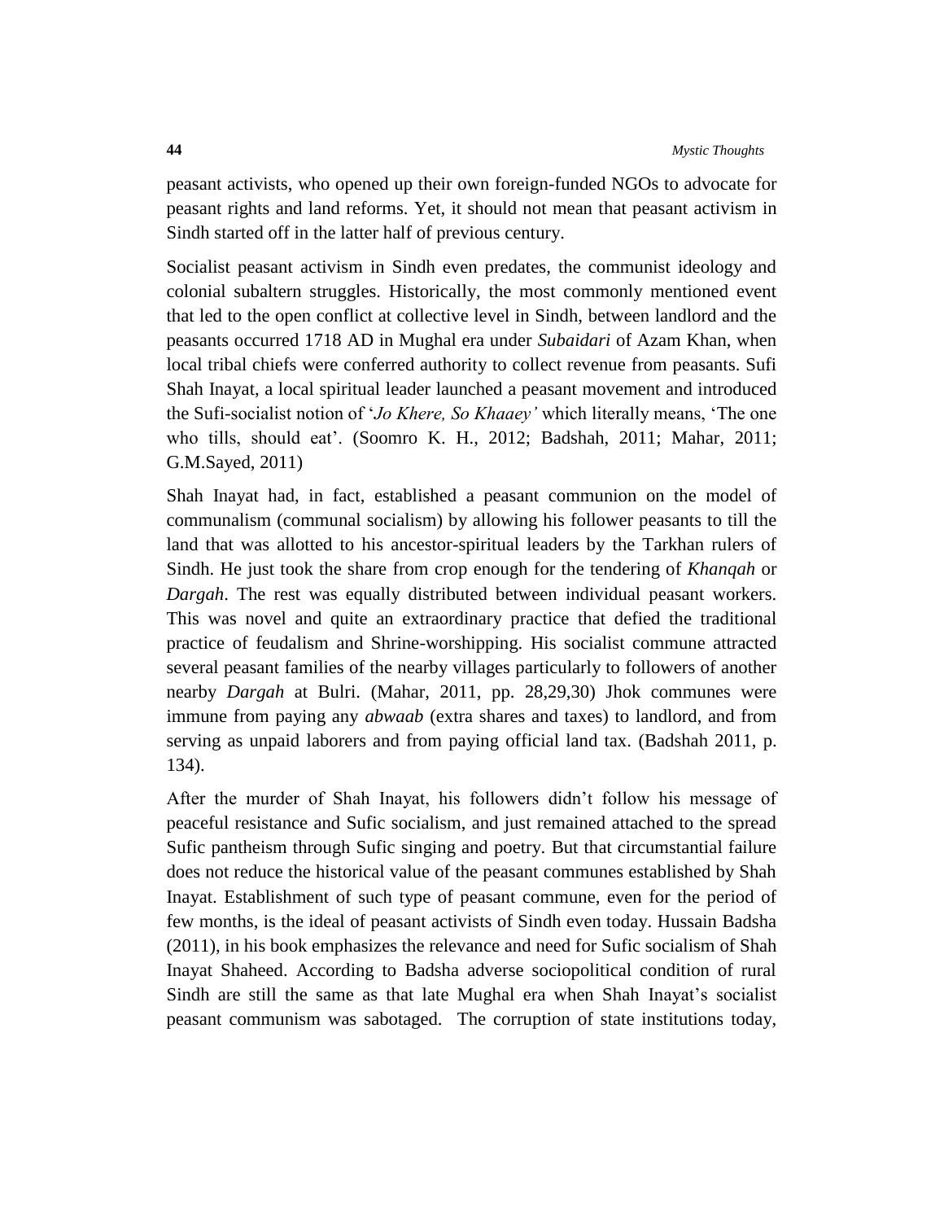peasant activists, who opened up their own foreign-funded NGOs to advocate for peasant rights and land reforms. Yet, it should not mean that peasant activism in Sindh started off in the latter half of previous century.

Socialist peasant activism in Sindh even predates, the communist ideology and colonial subaltern struggles. Historically, the most commonly mentioned event that led to the open conflict at collective level in Sindh, between landlord and the peasants occurred 1718 AD in Mughal era under *Subaidari* of Azam Khan, when local tribal chiefs were conferred authority to collect revenue from peasants. Sufi Shah Inayat, a local spiritual leader launched a peasant movement and introduced the Sufi-socialist notion of '*Jo Khere, So Khaaey'* which literally means, 'The one who tills, should eat'. (Soomro K. H., 2012; Badshah, 2011; Mahar, 2011; G.M.Sayed, 2011)

Shah Inayat had, in fact, established a peasant communion on the model of communalism (communal socialism) by allowing his follower peasants to till the land that was allotted to his ancestor-spiritual leaders by the Tarkhan rulers of Sindh. He just took the share from crop enough for the tendering of *Khanqah* or *Dargah*. The rest was equally distributed between individual peasant workers. This was novel and quite an extraordinary practice that defied the traditional practice of feudalism and Shrine-worshipping. His socialist commune attracted several peasant families of the nearby villages particularly to followers of another nearby *Dargah* at Bulri. (Mahar, 2011, pp. 28,29,30) Jhok communes were immune from paying any *abwaab* (extra shares and taxes) to landlord, and from serving as unpaid laborers and from paying official land tax. (Badshah 2011, p. 134).

After the murder of Shah Inayat, his followers didn't follow his message of peaceful resistance and Sufic socialism, and just remained attached to the spread Sufic pantheism through Sufic singing and poetry. But that circumstantial failure does not reduce the historical value of the peasant communes established by Shah Inayat. Establishment of such type of peasant commune, even for the period of few months, is the ideal of peasant activists of Sindh even today. Hussain Badsha (2011), in his book emphasizes the relevance and need for Sufic socialism of Shah Inayat Shaheed. According to Badsha adverse sociopolitical condition of rural Sindh are still the same as that late Mughal era when Shah Inayat's socialist peasant communism was sabotaged. The corruption of state institutions today,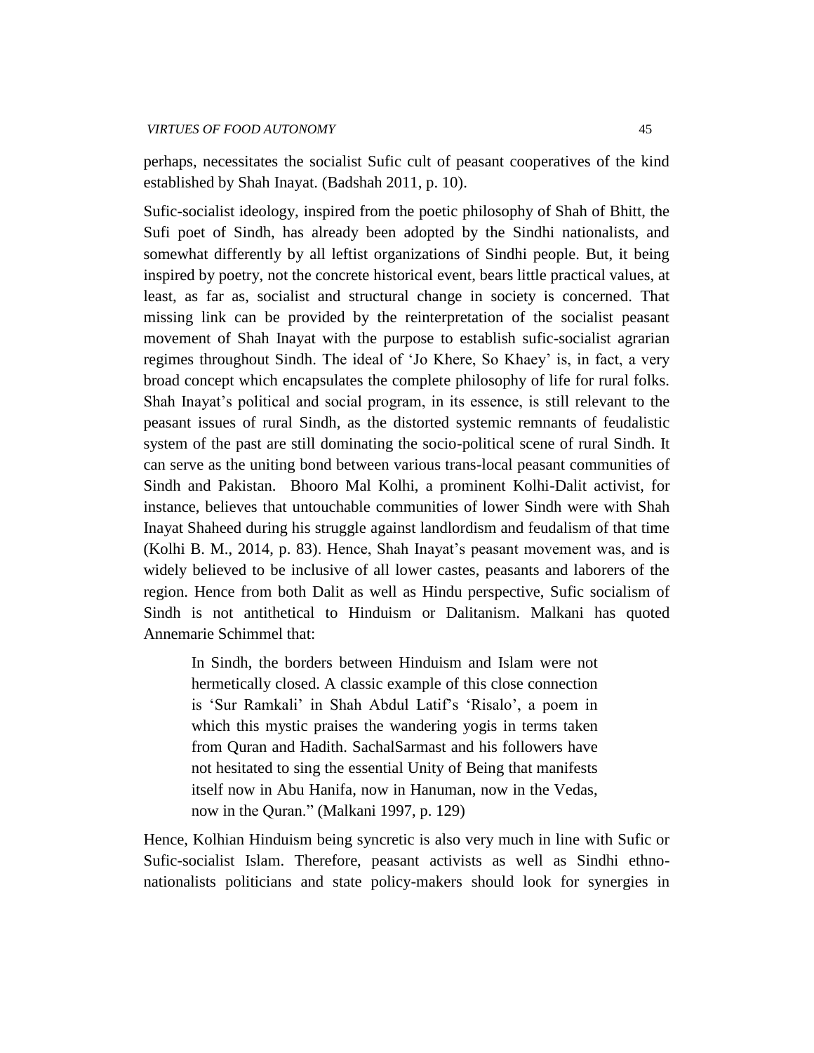perhaps, necessitates the socialist Sufic cult of peasant cooperatives of the kind established by Shah Inayat. (Badshah 2011, p. 10).

Sufic-socialist ideology, inspired from the poetic philosophy of Shah of Bhitt, the Sufi poet of Sindh, has already been adopted by the Sindhi nationalists, and somewhat differently by all leftist organizations of Sindhi people. But, it being inspired by poetry, not the concrete historical event, bears little practical values, at least, as far as, socialist and structural change in society is concerned. That missing link can be provided by the reinterpretation of the socialist peasant movement of Shah Inayat with the purpose to establish sufic-socialist agrarian regimes throughout Sindh. The ideal of 'Jo Khere, So Khaey' is, in fact, a very broad concept which encapsulates the complete philosophy of life for rural folks. Shah Inayat's political and social program, in its essence, is still relevant to the peasant issues of rural Sindh, as the distorted systemic remnants of feudalistic system of the past are still dominating the socio-political scene of rural Sindh. It can serve as the uniting bond between various trans-local peasant communities of Sindh and Pakistan. Bhooro Mal Kolhi, a prominent Kolhi-Dalit activist, for instance, believes that untouchable communities of lower Sindh were with Shah Inayat Shaheed during his struggle against landlordism and feudalism of that time (Kolhi B. M., 2014, p. 83). Hence, Shah Inayat's peasant movement was, and is widely believed to be inclusive of all lower castes, peasants and laborers of the region. Hence from both Dalit as well as Hindu perspective, Sufic socialism of Sindh is not antithetical to Hinduism or Dalitanism. Malkani has quoted Annemarie Schimmel that:

> In Sindh, the borders between Hinduism and Islam were not hermetically closed. A classic example of this close connection is 'Sur Ramkali' in Shah Abdul Latif's 'Risalo', a poem in which this mystic praises the wandering yogis in terms taken from Quran and Hadith. SachalSarmast and his followers have not hesitated to sing the essential Unity of Being that manifests itself now in Abu Hanifa, now in Hanuman, now in the Vedas, now in the Quran." (Malkani 1997, p. 129)

Hence, Kolhian Hinduism being syncretic is also very much in line with Sufic or Sufic-socialist Islam. Therefore, peasant activists as well as Sindhi ethno-nationalists politicians and state policy-makers should look for synergies in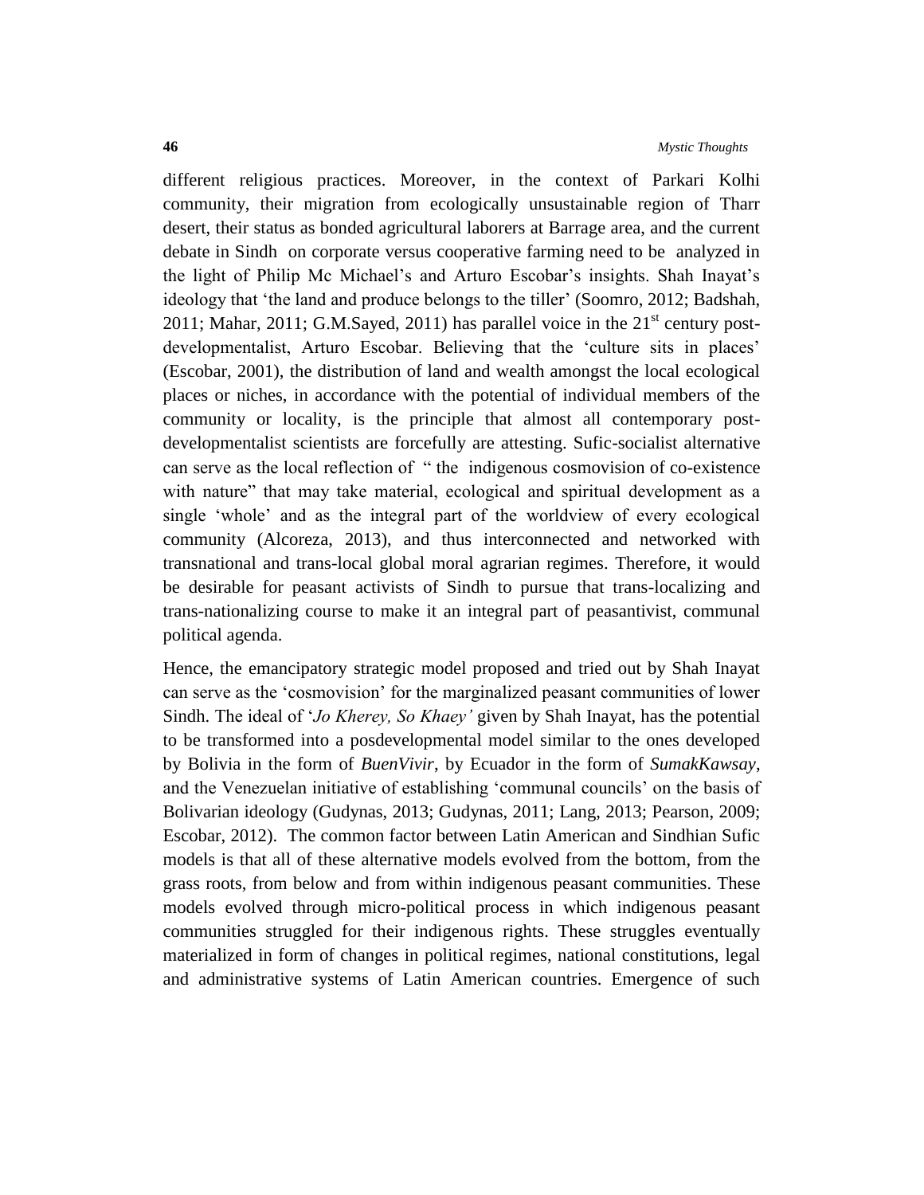different religious practices. Moreover, in the context of Parkari Kolhi community, their migration from ecologically unsustainable region of Tharr desert, their status as bonded agricultural laborers at Barrage area, and the current debate in Sindh on corporate versus cooperative farming need to be analyzed in the light of Philip Mc Michael's and Arturo Escobar's insights. Shah Inayat's ideology that 'the land and produce belongs to the tiller' (Soomro, 2012; Badshah, 2011; Mahar, 2011; G.M.Sayed, 2011) has parallel voice in the 21st century post-developmentalist, Arturo Escobar. Believing that the 'culture sits in places' (Escobar, 2001), the distribution of land and wealth amongst the local ecological places or niches, in accordance with the potential of individual members of the community or locality, is the principle that almost all contemporary post-developmentalist scientists are forcefully are attesting. Sufic-socialist alternative can serve as the local reflection of " the indigenous cosmovision of co-existence with nature" that may take material, ecological and spiritual development as a single 'whole' and as the integral part of the worldview of every ecological community (Alcoreza, 2013), and thus interconnected and networked with transnational and trans-local global moral agrarian regimes. Therefore, it would be desirable for peasant activists of Sindh to pursue that trans-localizing and trans-nationalizing course to make it an integral part of peasantivist, communal political agenda.

Hence, the emancipatory strategic model proposed and tried out by Shah Inayat can serve as the 'cosmovision' for the marginalized peasant communities of lower Sindh. The ideal of '*Jo Kherey, So Khaey'* given by Shah Inayat, has the potential to be transformed into a posdevelopmental model similar to the ones developed by Bolivia in the form of *BuenVivir*, by Ecuador in the form of *SumakKawsay*, and the Venezuelan initiative of establishing 'communal councils' on the basis of Bolivarian ideology (Gudynas, 2013; Gudynas, 2011; Lang, 2013; Pearson, 2009; Escobar, 2012). The common factor between Latin American and Sindhian Sufic models is that all of these alternative models evolved from the bottom, from the grass roots, from below and from within indigenous peasant communities. These models evolved through micro-political process in which indigenous peasant communities struggled for their indigenous rights. These struggles eventually materialized in form of changes in political regimes, national constitutions, legal and administrative systems of Latin American countries. Emergence of such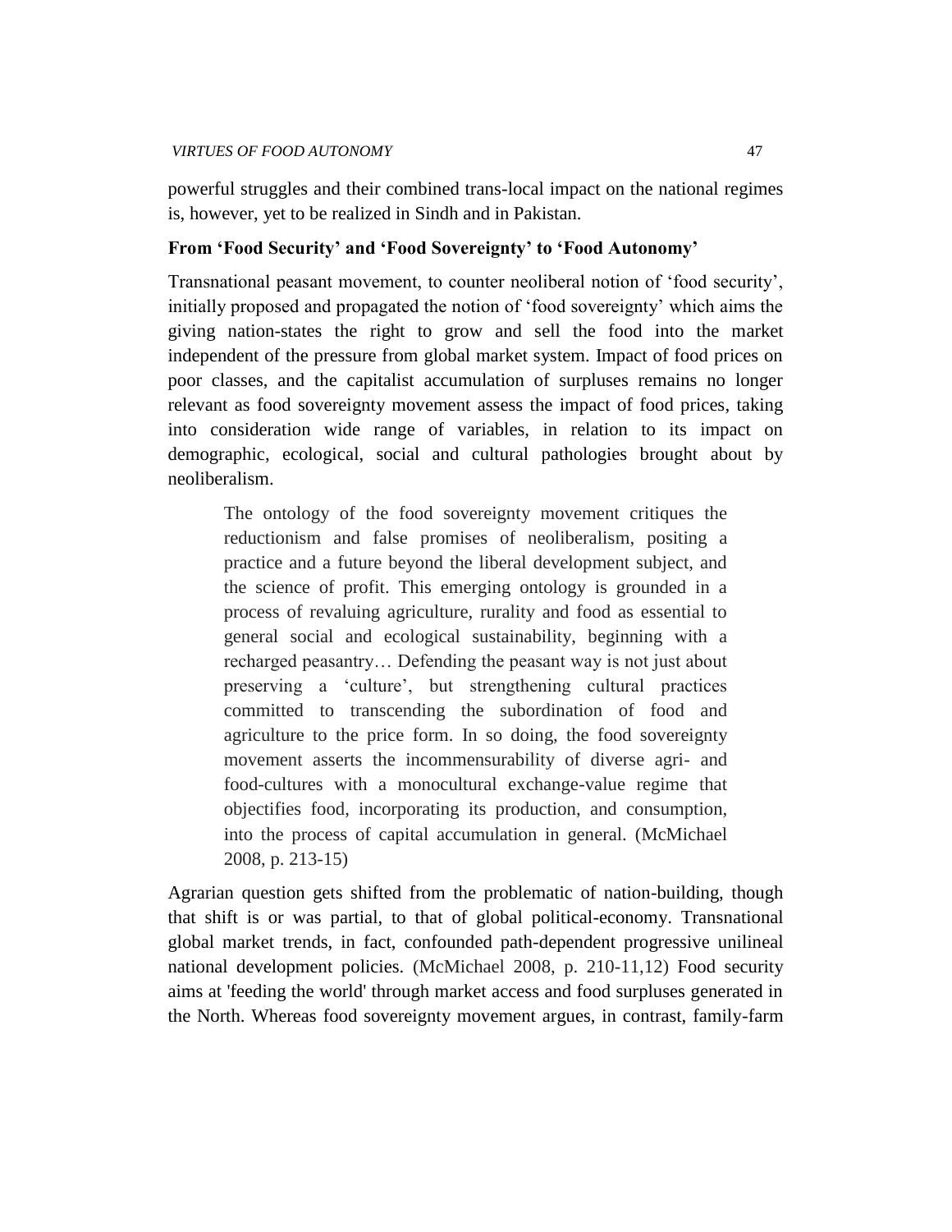powerful struggles and their combined trans-local impact on the national regimes is, however, yet to be realized in Sindh and in Pakistan.

### From 'Food Security' and 'Food Sovereignty' to 'Food Autonomy'

Transnational peasant movement, to counter neoliberal notion of 'food security', initially proposed and propagated the notion of 'food sovereignty' which aims the giving nation-states the right to grow and sell the food into the market independent of the pressure from global market system. Impact of food prices on poor classes, and the capitalist accumulation of surpluses remains no longer relevant as food sovereignty movement assess the impact of food prices, taking into consideration wide range of variables, in relation to its impact on demographic, ecological, social and cultural pathologies brought about by neoliberalism.

> The ontology of the food sovereignty movement critiques the reductionism and false promises of neoliberalism, positing a practice and a future beyond the liberal development subject, and the science of profit. This emerging ontology is grounded in a process of revaluing agriculture, rurality and food as essential to general social and ecological sustainability, beginning with a recharged peasantry… Defending the peasant way is not just about preserving a 'culture', but strengthening cultural practices committed to transcending the subordination of food and agriculture to the price form. In so doing, the food sovereignty movement asserts the incommensurability of diverse agri- and food-cultures with a monocultural exchange-value regime that objectifies food, incorporating its production, and consumption, into the process of capital accumulation in general. (McMichael 2008, p. 213-15)

Agrarian question gets shifted from the problematic of nation-building, though that shift is or was partial, to that of global political-economy. Transnational global market trends, in fact, confounded path-dependent progressive unilineal national development policies. (McMichael 2008, p. 210-11,12) Food security aims at 'feeding the world' through market access and food surpluses generated in the North. Whereas food sovereignty movement argues, in contrast, family-farm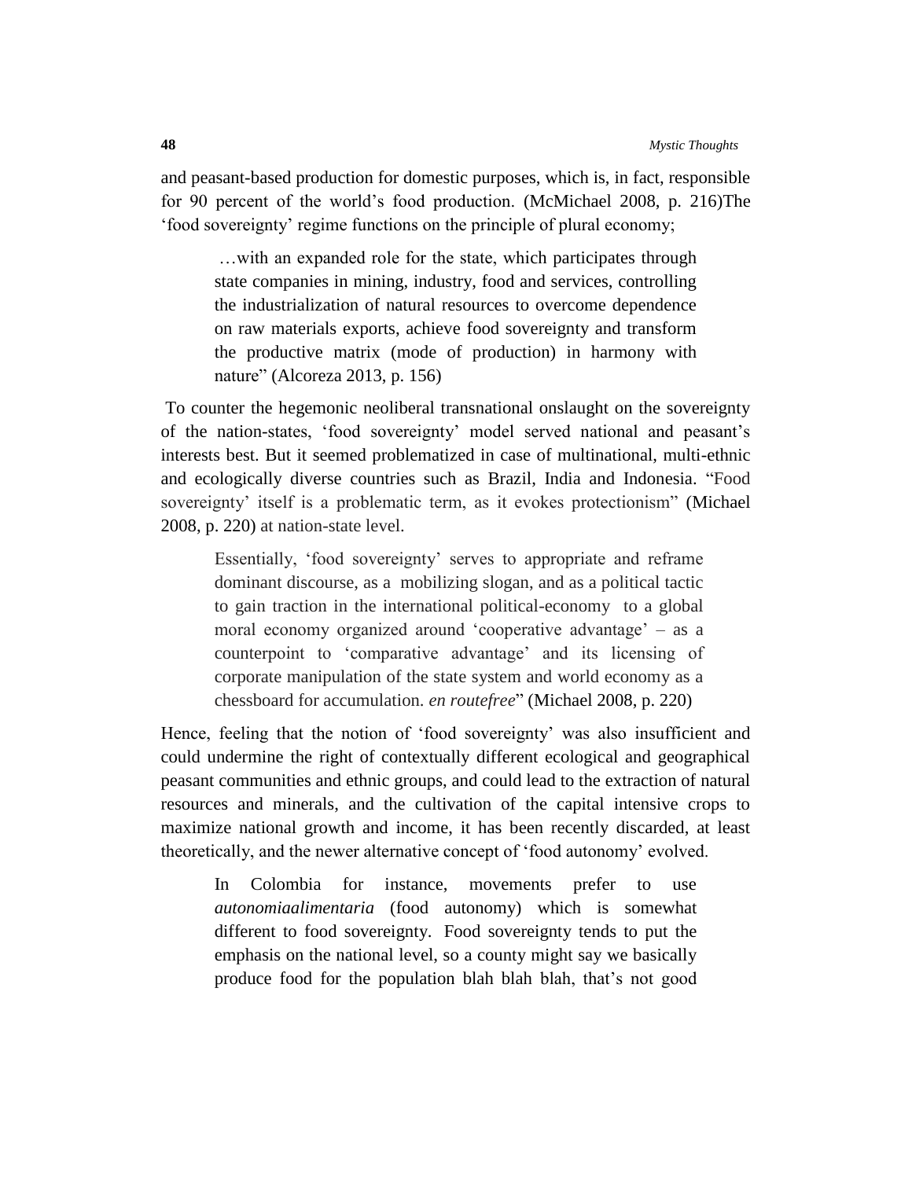and peasant-based production for domestic purposes, which is, in fact, responsible for 90 percent of the world's food production. (McMichael 2008, p. 216)The 'food sovereignty' regime functions on the principle of plural economy;

> …with an expanded role for the state, which participates through state companies in mining, industry, food and services, controlling the industrialization of natural resources to overcome dependence on raw materials exports, achieve food sovereignty and transform the productive matrix (mode of production) in harmony with nature" (Alcoreza 2013, p. 156)

To counter the hegemonic neoliberal transnational onslaught on the sovereignty of the nation-states, 'food sovereignty' model served national and peasant's interests best. But it seemed problematized in case of multinational, multi-ethnic and ecologically diverse countries such as Brazil, India and Indonesia. "Food sovereignty' itself is a problematic term, as it evokes protectionism" (Michael 2008, p. 220) at nation-state level.

> Essentially, 'food sovereignty' serves to appropriate and reframe dominant discourse, as a mobilizing slogan, and as a political tactic to gain traction in the international political-economy to a global moral economy organized around 'cooperative advantage' – as a counterpoint to 'comparative advantage' and its licensing of corporate manipulation of the state system and world economy as a chessboard for accumulation. *en routefree*" (Michael 2008, p. 220)

Hence, feeling that the notion of 'food sovereignty' was also insufficient and could undermine the right of contextually different ecological and geographical peasant communities and ethnic groups, and could lead to the extraction of natural resources and minerals, and the cultivation of the capital intensive crops to maximize national growth and income, it has been recently discarded, at least theoretically, and the newer alternative concept of 'food autonomy' evolved.

> In Colombia for instance, movements prefer to use *autonomiaalimentaria* (food autonomy) which is somewhat different to food sovereignty. Food sovereignty tends to put the emphasis on the national level, so a county might say we basically produce food for the population blah blah blah, that's not good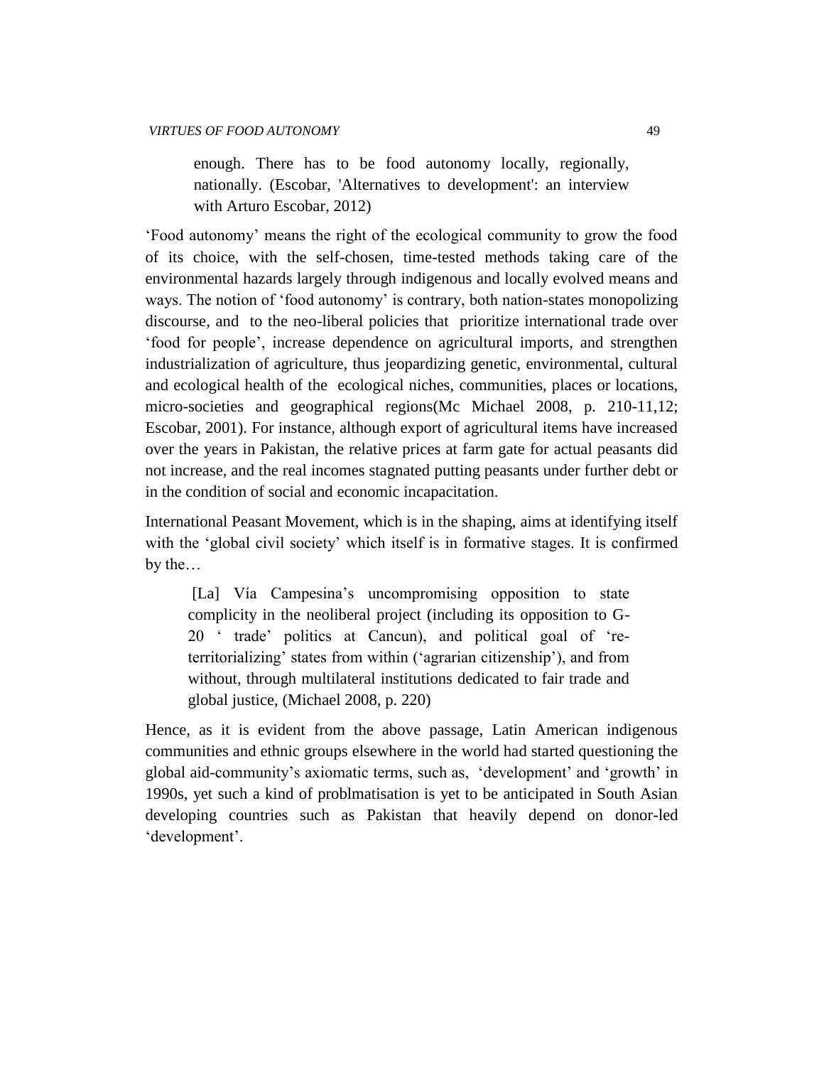> enough. There has to be food autonomy locally, regionally, nationally. (Escobar, 'Alternatives to development': an interview with Arturo Escobar, 2012)

'Food autonomy' means the right of the ecological community to grow the food of its choice, with the self-chosen, time-tested methods taking care of the environmental hazards largely through indigenous and locally evolved means and ways. The notion of 'food autonomy' is contrary, both nation-states monopolizing discourse, and to the neo-liberal policies that prioritize international trade over 'food for people', increase dependence on agricultural imports, and strengthen industrialization of agriculture, thus jeopardizing genetic, environmental, cultural and ecological health of the ecological niches, communities, places or locations, micro-societies and geographical regions(Mc Michael 2008, p. 210-11,12; Escobar, 2001). For instance, although export of agricultural items have increased over the years in Pakistan, the relative prices at farm gate for actual peasants did not increase, and the real incomes stagnated putting peasants under further debt or in the condition of social and economic incapacitation.

International Peasant Movement, which is in the shaping, aims at identifying itself with the 'global civil society' which itself is in formative stages. It is confirmed by the…

> [La] Vía Campesina's uncompromising opposition to state complicity in the neoliberal project (including its opposition to G-20 ' trade' politics at Cancun), and political goal of 're-territorializing' states from within ('agrarian citizenship'), and from without, through multilateral institutions dedicated to fair trade and global justice, (Michael 2008, p. 220)

Hence, as it is evident from the above passage, Latin American indigenous communities and ethnic groups elsewhere in the world had started questioning the global aid-community's axiomatic terms, such as, 'development' and 'growth' in 1990s, yet such a kind of problmatisation is yet to be anticipated in South Asian developing countries such as Pakistan that heavily depend on donor-led 'development'.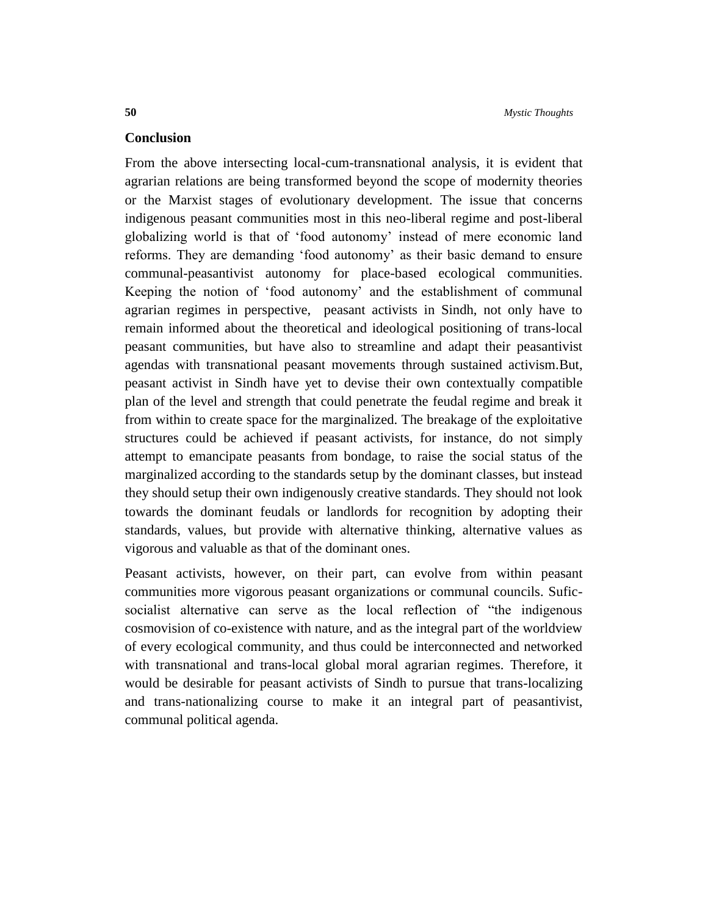## Conclusion

From the above intersecting local-cum-transnational analysis, it is evident that agrarian relations are being transformed beyond the scope of modernity theories or the Marxist stages of evolutionary development. The issue that concerns indigenous peasant communities most in this neo-liberal regime and post-liberal globalizing world is that of 'food autonomy' instead of mere economic land reforms. They are demanding 'food autonomy' as their basic demand to ensure communal-peasantivist autonomy for place-based ecological communities. Keeping the notion of 'food autonomy' and the establishment of communal agrarian regimes in perspective, peasant activists in Sindh, not only have to remain informed about the theoretical and ideological positioning of trans-local peasant communities, but have also to streamline and adapt their peasantivist agendas with transnational peasant movements through sustained activism.But, peasant activist in Sindh have yet to devise their own contextually compatible plan of the level and strength that could penetrate the feudal regime and break it from within to create space for the marginalized. The breakage of the exploitative structures could be achieved if peasant activists, for instance, do not simply attempt to emancipate peasants from bondage, to raise the social status of the marginalized according to the standards setup by the dominant classes, but instead they should setup their own indigenously creative standards. They should not look towards the dominant feudals or landlords for recognition by adopting their standards, values, but provide with alternative thinking, alternative values as vigorous and valuable as that of the dominant ones.

Peasant activists, however, on their part, can evolve from within peasant communities more vigorous peasant organizations or communal councils. Sufic-socialist alternative can serve as the local reflection of "the indigenous cosmovision of co-existence with nature, and as the integral part of the worldview of every ecological community, and thus could be interconnected and networked with transnational and trans-local global moral agrarian regimes. Therefore, it would be desirable for peasant activists of Sindh to pursue that trans-localizing and trans-nationalizing course to make it an integral part of peasantivist, communal political agenda.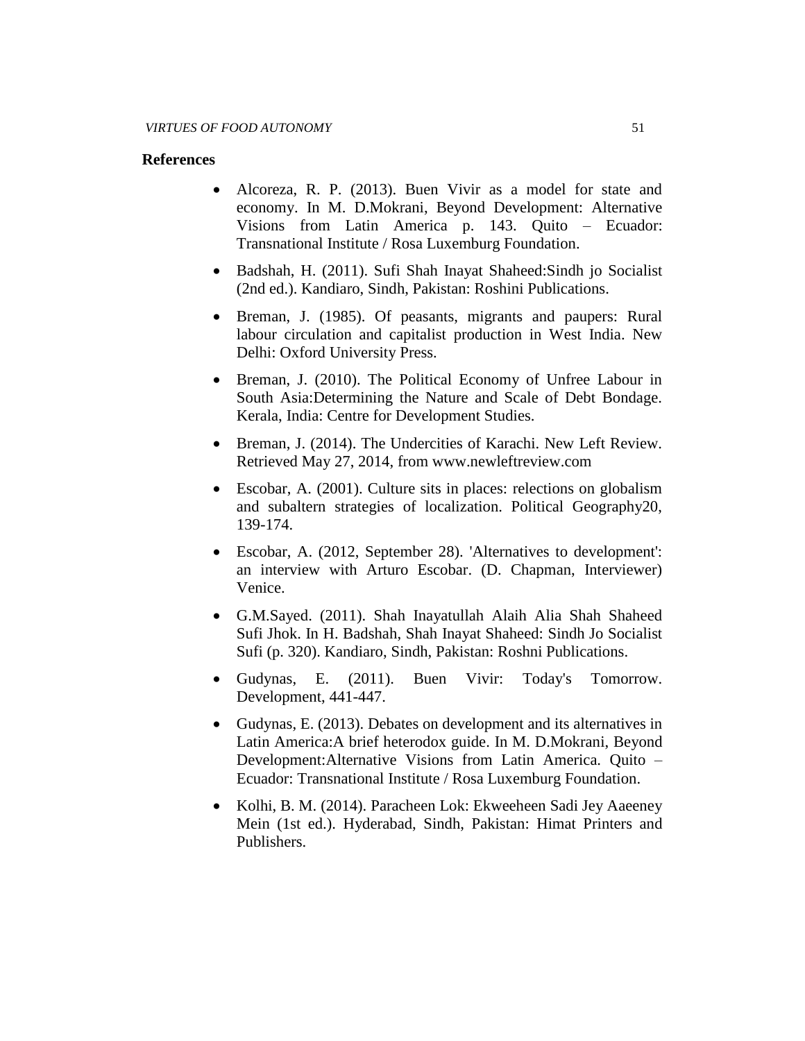## References

- Alcoreza, R. P. (2013). Buen Vivir as a model for state and economy. In M. D.Mokrani, Beyond Development: Alternative Visions from Latin America p. 143. Quito – Ecuador: Transnational Institute / Rosa Luxemburg Foundation.
- Badshah, H. (2011). Sufi Shah Inayat Shaheed:Sindh jo Socialist (2nd ed.). Kandiaro, Sindh, Pakistan: Roshini Publications.
- Breman, J. (1985). Of peasants, migrants and paupers: Rural labour circulation and capitalist production in West India. New Delhi: Oxford University Press.
- Breman, J. (2010). The Political Economy of Unfree Labour in South Asia:Determining the Nature and Scale of Debt Bondage. Kerala, India: Centre for Development Studies.
- Breman, J. (2014). The Undercities of Karachi. New Left Review. Retrieved May 27, 2014, from www.newleftreview.com
- Escobar, A. (2001). Culture sits in places: relections on globalism and subaltern strategies of localization. Political Geography20, 139-174.
- Escobar, A. (2012, September 28). 'Alternatives to development': an interview with Arturo Escobar. (D. Chapman, Interviewer) Venice.
- G.M.Sayed. (2011). Shah Inayatullah Alaih Alia Shah Shaheed Sufi Jhok. In H. Badshah, Shah Inayat Shaheed: Sindh Jo Socialist Sufi (p. 320). Kandiaro, Sindh, Pakistan: Roshni Publications.
- Gudynas, E. (2011). Buen Vivir: Today's Tomorrow. Development, 441-447.
- Gudynas, E. (2013). Debates on development and its alternatives in Latin America:A brief heterodox guide. In M. D.Mokrani, Beyond Development:Alternative Visions from Latin America. Quito – Ecuador: Transnational Institute / Rosa Luxemburg Foundation.
- Kolhi, B. M. (2014). Paracheen Lok: Ekweeheen Sadi Jey Aaeeney Mein (1st ed.). Hyderabad, Sindh, Pakistan: Himat Printers and Publishers.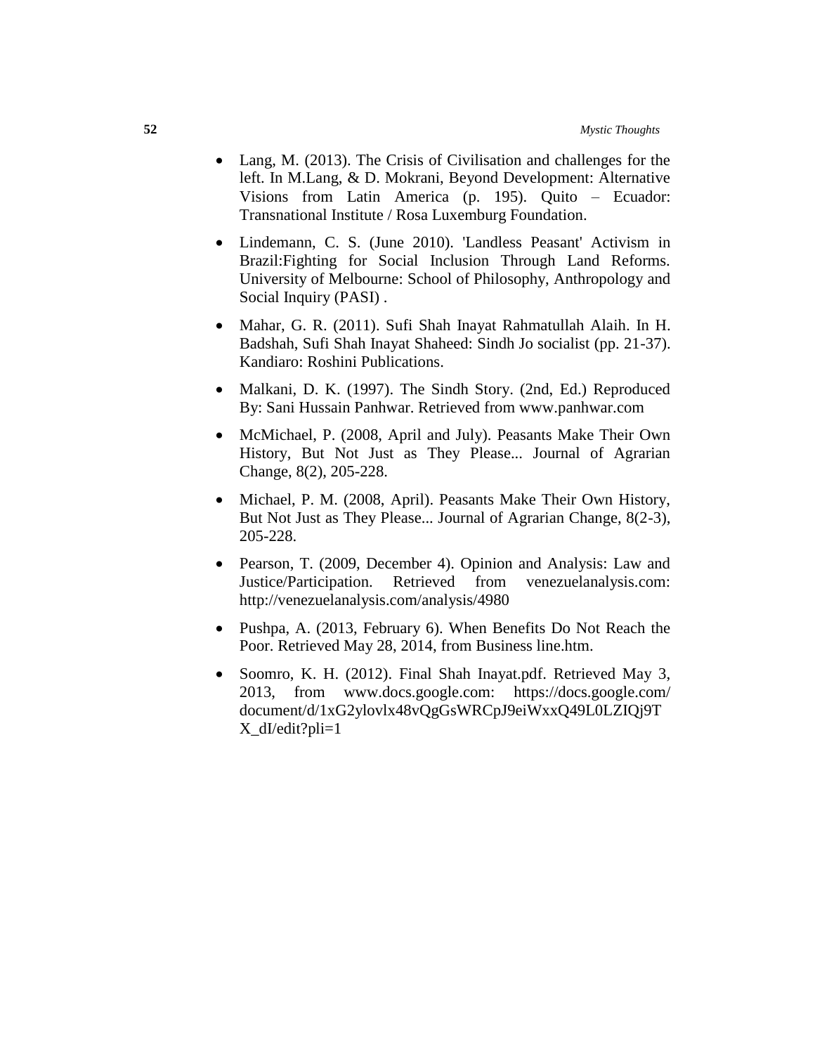- Lang, M. (2013). The Crisis of Civilisation and challenges for the left. In M.Lang, & D. Mokrani, Beyond Development: Alternative Visions from Latin America (p. 195). Quito – Ecuador: Transnational Institute / Rosa Luxemburg Foundation.
- Lindemann, C. S. (June 2010). 'Landless Peasant' Activism in Brazil:Fighting for Social Inclusion Through Land Reforms. University of Melbourne: School of Philosophy, Anthropology and Social Inquiry (PASI) .
- Mahar, G. R. (2011). Sufi Shah Inayat Rahmatullah Alaih. In H. Badshah, Sufi Shah Inayat Shaheed: Sindh Jo socialist (pp. 21-37). Kandiaro: Roshini Publications.
- Malkani, D. K. (1997). The Sindh Story. (2nd, Ed.) Reproduced By: Sani Hussain Panhwar. Retrieved from www.panhwar.com
- McMichael, P. (2008, April and July). Peasants Make Their Own History, But Not Just as They Please... Journal of Agrarian Change, 8(2), 205-228.
- Michael, P. M. (2008, April). Peasants Make Their Own History, But Not Just as They Please... Journal of Agrarian Change, 8(2-3), 205-228.
- Pearson, T. (2009, December 4). Opinion and Analysis: Law and Justice/Participation. Retrieved from venezuelanalysis.com: http://venezuelanalysis.com/analysis/4980
- Pushpa, A. (2013, February 6). When Benefits Do Not Reach the Poor. Retrieved May 28, 2014, from Business line.htm.
- Soomro, K. H. (2012). Final Shah Inayat.pdf. Retrieved May 3, 2013, from www.docs.google.com: https://docs.google.com/document/d/1xG2ylovlx48vQgGsWRCpJ9eiWxxQ49L0LZIQj9TX_dI/edit?pli=1